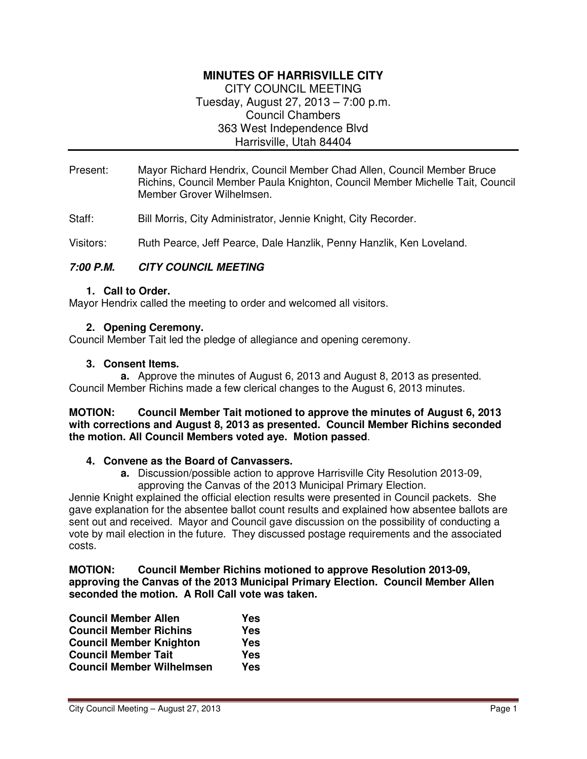# MINUTES OF HARRISVILLE CITY

CITY COUNCIL MEETING
Tuesday, August 27, 2013 – 7:00 p.m.
Council Chambers
363 West Independence Blvd
Harrisville, Utah 84404

---

Present: Mayor Richard Hendrix, Council Member Chad Allen, Council Member Bruce Richins, Council Member Paula Knighton, Council Member Michelle Tait, Council Member Grover Wilhelmsen.

Staff: Bill Morris, City Administrator, Jennie Knight, City Recorder.

Visitors: Ruth Pearce, Jeff Pearce, Dale Hanzlik, Penny Hanzlik, Ken Loveland.

***7:00 P.M. CITY COUNCIL MEETING***

1. **Call to Order.**

Mayor Hendrix called the meeting to order and welcomed all visitors.

2. **Opening Ceremony.**

Council Member Tait led the pledge of allegiance and opening ceremony.

3. **Consent Items.**

   **a.** Approve the minutes of August 6, 2013 and August 8, 2013 as presented.

Council Member Richins made a few clerical changes to the August 6, 2013 minutes.

**MOTION: Council Member Tait motioned to approve the minutes of August 6, 2013 with corrections and August 8, 2013 as presented. Council Member Richins seconded the motion. All Council Members voted aye. Motion passed.**

4. **Convene as the Board of Canvassers.**

   **a.** Discussion/possible action to approve Harrisville City Resolution 2013-09, approving the Canvas of the 2013 Municipal Primary Election.

Jennie Knight explained the official election results were presented in Council packets. She gave explanation for the absentee ballot count results and explained how absentee ballots are sent out and received. Mayor and Council gave discussion on the possibility of conducting a vote by mail election in the future. They discussed postage requirements and the associated costs.

**MOTION: Council Member Richins motioned to approve Resolution 2013-09, approving the Canvas of the 2013 Municipal Primary Election. Council Member Allen seconded the motion. A Roll Call vote was taken.**

| | |
|---|---|
| **Council Member Allen** | **Yes** |
| **Council Member Richins** | **Yes** |
| **Council Member Knighton** | **Yes** |
| **Council Member Tait** | **Yes** |
| **Council Member Wilhelmsen** | **Yes** |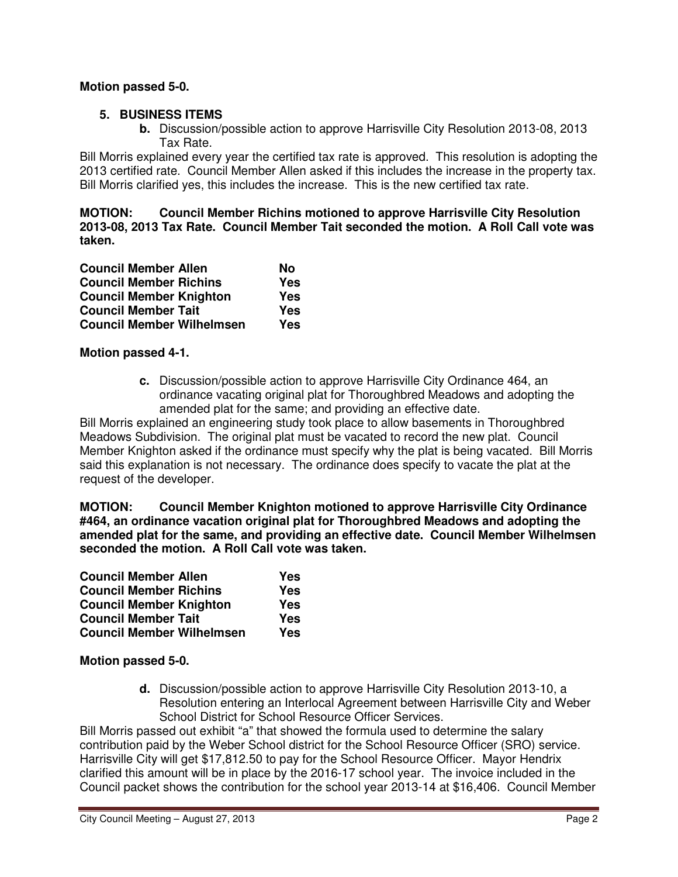**Motion passed 5-0.**

5. **BUSINESS ITEMS**
   - **b.** Discussion/possible action to approve Harrisville City Resolution 2013-08, 2013 Tax Rate.

Bill Morris explained every year the certified tax rate is approved. This resolution is adopting the 2013 certified rate. Council Member Allen asked if this includes the increase in the property tax. Bill Morris clarified yes, this includes the increase. This is the new certified tax rate.

**MOTION: Council Member Richins motioned to approve Harrisville City Resolution 2013-08, 2013 Tax Rate. Council Member Tait seconded the motion. A Roll Call vote was taken.**

| | |
|---|---|
| **Council Member Allen** | **No** |
| **Council Member Richins** | **Yes** |
| **Council Member Knighton** | **Yes** |
| **Council Member Tait** | **Yes** |
| **Council Member Wilhelmsen** | **Yes** |

**Motion passed 4-1.**

   - **c.** Discussion/possible action to approve Harrisville City Ordinance 464, an ordinance vacating original plat for Thoroughbred Meadows and adopting the amended plat for the same; and providing an effective date.

Bill Morris explained an engineering study took place to allow basements in Thoroughbred Meadows Subdivision. The original plat must be vacated to record the new plat. Council Member Knighton asked if the ordinance must specify why the plat is being vacated. Bill Morris said this explanation is not necessary. The ordinance does specify to vacate the plat at the request of the developer.

**MOTION: Council Member Knighton motioned to approve Harrisville City Ordinance #464, an ordinance vacation original plat for Thoroughbred Meadows and adopting the amended plat for the same, and providing an effective date. Council Member Wilhelmsen seconded the motion. A Roll Call vote was taken.**

| | |
|---|---|
| **Council Member Allen** | **Yes** |
| **Council Member Richins** | **Yes** |
| **Council Member Knighton** | **Yes** |
| **Council Member Tait** | **Yes** |
| **Council Member Wilhelmsen** | **Yes** |

**Motion passed 5-0.**

   - **d.** Discussion/possible action to approve Harrisville City Resolution 2013-10, a Resolution entering an Interlocal Agreement between Harrisville City and Weber School District for School Resource Officer Services.

Bill Morris passed out exhibit "a" that showed the formula used to determine the salary contribution paid by the Weber School district for the School Resource Officer (SRO) service. Harrisville City will get $17,812.50 to pay for the School Resource Officer. Mayor Hendrix clarified this amount will be in place by the 2016-17 school year. The invoice included in the Council packet shows the contribution for the school year 2013-14 at $16,406. Council Member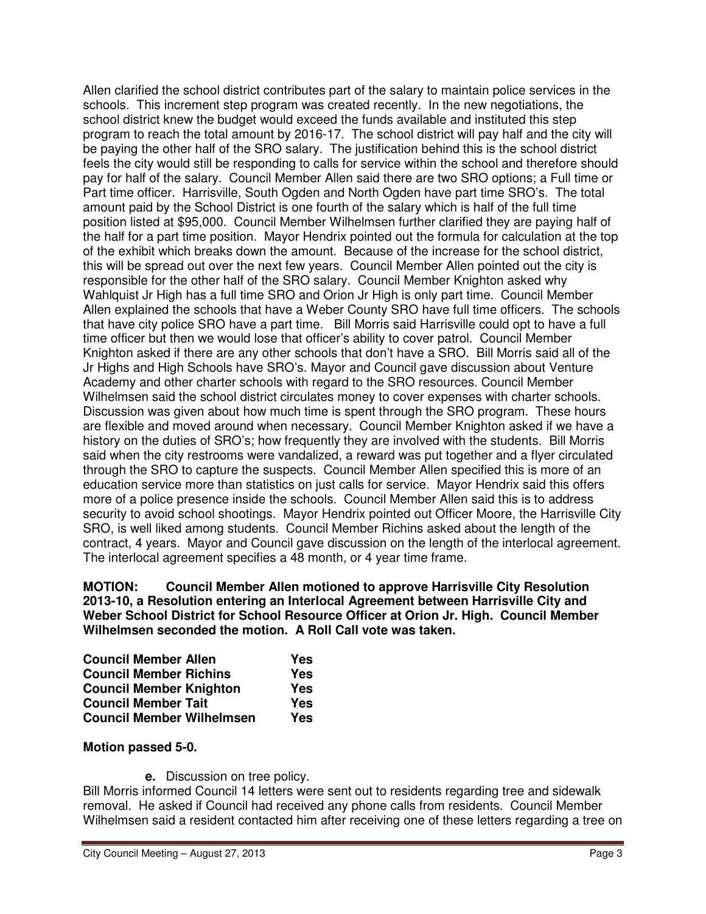Allen clarified the school district contributes part of the salary to maintain police services in the schools. This increment step program was created recently. In the new negotiations, the school district knew the budget would exceed the funds available and instituted this step program to reach the total amount by 2016-17. The school district will pay half and the city will be paying the other half of the SRO salary. The justification behind this is the school district feels the city would still be responding to calls for service within the school and therefore should pay for half of the salary. Council Member Allen said there are two SRO options; a Full time or Part time officer. Harrisville, South Ogden and North Ogden have part time SRO's. The total amount paid by the School District is one fourth of the salary which is half of the full time position listed at $95,000. Council Member Wilhelmsen further clarified they are paying half of the half for a part time position. Mayor Hendrix pointed out the formula for calculation at the top of the exhibit which breaks down the amount. Because of the increase for the school district, this will be spread out over the next few years. Council Member Allen pointed out the city is responsible for the other half of the SRO salary. Council Member Knighton asked why Wahlquist Jr High has a full time SRO and Orion Jr High is only part time. Council Member Allen explained the schools that have a Weber County SRO have full time officers. The schools that have city police SRO have a part time. Bill Morris said Harrisville could opt to have a full time officer but then we would lose that officer's ability to cover patrol. Council Member Knighton asked if there are any other schools that don't have a SRO. Bill Morris said all of the Jr Highs and High Schools have SRO's. Mayor and Council gave discussion about Venture Academy and other charter schools with regard to the SRO resources. Council Member Wilhelmsen said the school district circulates money to cover expenses with charter schools. Discussion was given about how much time is spent through the SRO program. These hours are flexible and moved around when necessary. Council Member Knighton asked if we have a history on the duties of SRO's; how frequently they are involved with the students. Bill Morris said when the city restrooms were vandalized, a reward was put together and a flyer circulated through the SRO to capture the suspects. Council Member Allen specified this is more of an education service more than statistics on just calls for service. Mayor Hendrix said this offers more of a police presence inside the schools. Council Member Allen said this is to address security to avoid school shootings. Mayor Hendrix pointed out Officer Moore, the Harrisville City SRO, is well liked among students. Council Member Richins asked about the length of the contract, 4 years. Mayor and Council gave discussion on the length of the interlocal agreement. The interlocal agreement specifies a 48 month, or 4 year time frame.

**MOTION: Council Member Allen motioned to approve Harrisville City Resolution 2013-10, a Resolution entering an Interlocal Agreement between Harrisville City and Weber School District for School Resource Officer at Orion Jr. High. Council Member Wilhelmsen seconded the motion. A Roll Call vote was taken.**

| | |
|---|---|
| **Council Member Allen** | **Yes** |
| **Council Member Richins** | **Yes** |
| **Council Member Knighton** | **Yes** |
| **Council Member Tait** | **Yes** |
| **Council Member Wilhelmsen** | **Yes** |

**Motion passed 5-0.**

**e.** Discussion on tree policy.

Bill Morris informed Council 14 letters were sent out to residents regarding tree and sidewalk removal. He asked if Council had received any phone calls from residents. Council Member Wilhelmsen said a resident contacted him after receiving one of these letters regarding a tree on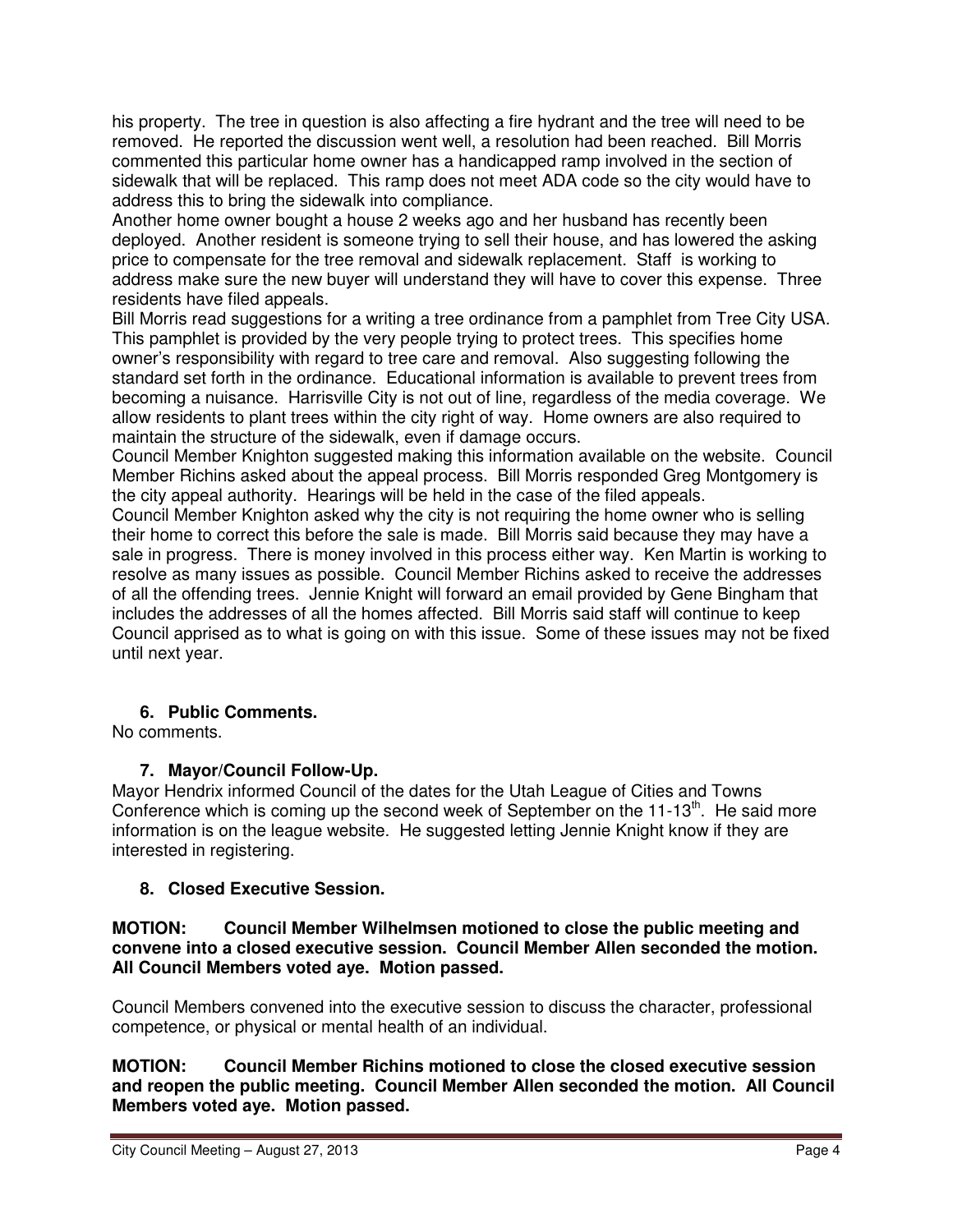his property. The tree in question is also affecting a fire hydrant and the tree will need to be removed. He reported the discussion went well, a resolution had been reached. Bill Morris commented this particular home owner has a handicapped ramp involved in the section of sidewalk that will be replaced. This ramp does not meet ADA code so the city would have to address this to bring the sidewalk into compliance.

Another home owner bought a house 2 weeks ago and her husband has recently been deployed. Another resident is someone trying to sell their house, and has lowered the asking price to compensate for the tree removal and sidewalk replacement. Staff is working to address make sure the new buyer will understand they will have to cover this expense. Three residents have filed appeals.

Bill Morris read suggestions for a writing a tree ordinance from a pamphlet from Tree City USA. This pamphlet is provided by the very people trying to protect trees. This specifies home owner's responsibility with regard to tree care and removal. Also suggesting following the standard set forth in the ordinance. Educational information is available to prevent trees from becoming a nuisance. Harrisville City is not out of line, regardless of the media coverage. We allow residents to plant trees within the city right of way. Home owners are also required to maintain the structure of the sidewalk, even if damage occurs.

Council Member Knighton suggested making this information available on the website. Council Member Richins asked about the appeal process. Bill Morris responded Greg Montgomery is the city appeal authority. Hearings will be held in the case of the filed appeals.

Council Member Knighton asked why the city is not requiring the home owner who is selling their home to correct this before the sale is made. Bill Morris said because they may have a sale in progress. There is money involved in this process either way. Ken Martin is working to resolve as many issues as possible. Council Member Richins asked to receive the addresses of all the offending trees. Jennie Knight will forward an email provided by Gene Bingham that includes the addresses of all the homes affected. Bill Morris said staff will continue to keep Council apprised as to what is going on with this issue. Some of these issues may not be fixed until next year.

### 6. Public Comments.

No comments.

### 7. Mayor/Council Follow-Up.

Mayor Hendrix informed Council of the dates for the Utah League of Cities and Towns Conference which is coming up the second week of September on the 11-13th. He said more information is on the league website. He suggested letting Jennie Knight know if they are interested in registering.

### 8. Closed Executive Session.

**MOTION: Council Member Wilhelmsen motioned to close the public meeting and convene into a closed executive session. Council Member Allen seconded the motion. All Council Members voted aye. Motion passed.**

Council Members convened into the executive session to discuss the character, professional competence, or physical or mental health of an individual.

**MOTION: Council Member Richins motioned to close the closed executive session and reopen the public meeting. Council Member Allen seconded the motion. All Council Members voted aye. Motion passed.**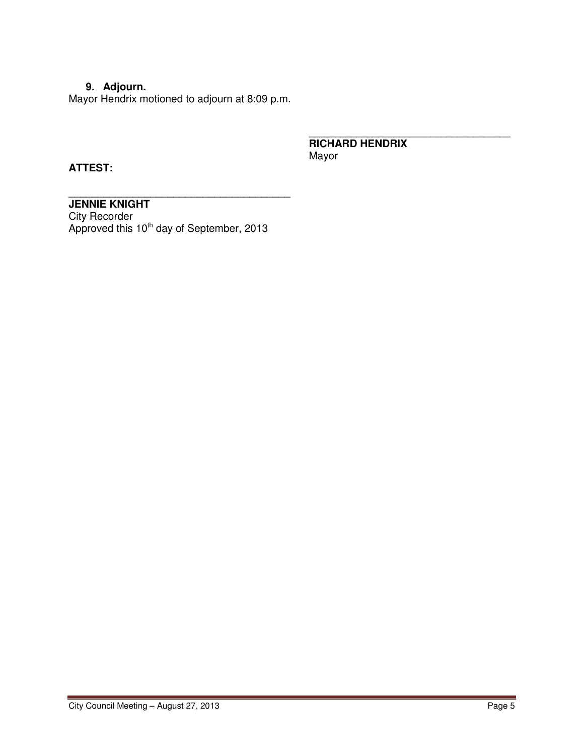**9. Adjourn.**

Mayor Hendrix motioned to adjourn at 8:09 p.m.

\_\_\_\_\_\_\_\_\_\_\_\_\_\_\_\_\_\_\_\_\_\_\_\_\_\_\_\_\_\_\_\_\_\_\_\_

**RICHARD HENDRIX**
Mayor

**ATTEST:**

\_\_\_\_\_\_\_\_\_\_\_\_\_\_\_\_\_\_\_\_\_\_\_\_\_\_\_\_\_\_\_\_\_\_\_\_\_\_\_

**JENNIE KNIGHT**
City Recorder
Approved this 10th day of September, 2013